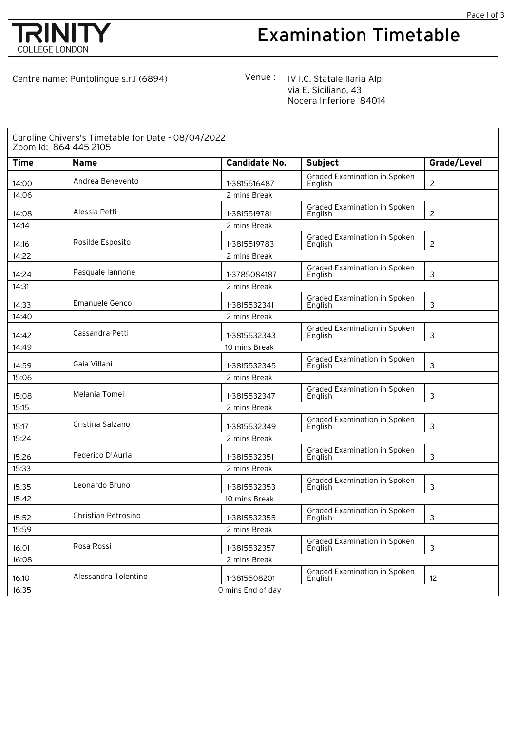**TRINITY** COLLEGE LONDON

# Examination Timetable

Centre name: Puntolingue s.r.l (6894)

Venue : IV I.C. Statale Ilaria Alpi
via E. Siciliano, 43
Nocera Inferiore 84014

Caroline Chivers's Timetable for Date - 08/04/2022
Zoom Id: 864 445 2105

| Time | Name | Candidate No. | Subject | Grade/Level |
|---|---|---|---|---|
| 14:00 | Andrea Benevento | 1-3815516487 | Graded Examination in Spoken English | 2 |
| 14:06 | | 2 mins Break | | |
| 14:08 | Alessia Petti | 1-3815519781 | Graded Examination in Spoken English | 2 |
| 14:14 | | 2 mins Break | | |
| 14:16 | Rosilde Esposito | 1-3815519783 | Graded Examination in Spoken English | 2 |
| 14:22 | | 2 mins Break | | |
| 14:24 | Pasquale Iannone | 1-3785084187 | Graded Examination in Spoken English | 3 |
| 14:31 | | 2 mins Break | | |
| 14:33 | Emanuele Genco | 1-3815532341 | Graded Examination in Spoken English | 3 |
| 14:40 | | 2 mins Break | | |
| 14:42 | Cassandra Petti | 1-3815532343 | Graded Examination in Spoken English | 3 |
| 14:49 | | 10 mins Break | | |
| 14:59 | Gaia Villani | 1-3815532345 | Graded Examination in Spoken English | 3 |
| 15:06 | | 2 mins Break | | |
| 15:08 | Melania Tomei | 1-3815532347 | Graded Examination in Spoken English | 3 |
| 15:15 | | 2 mins Break | | |
| 15:17 | Cristina Salzano | 1-3815532349 | Graded Examination in Spoken English | 3 |
| 15:24 | | 2 mins Break | | |
| 15:26 | Federico D'Auria | 1-3815532351 | Graded Examination in Spoken English | 3 |
| 15:33 | | 2 mins Break | | |
| 15:35 | Leonardo Bruno | 1-3815532353 | Graded Examination in Spoken English | 3 |
| 15:42 | | 10 mins Break | | |
| 15:52 | Christian Petrosino | 1-3815532355 | Graded Examination in Spoken English | 3 |
| 15:59 | | 2 mins Break | | |
| 16:01 | Rosa Rossi | 1-3815532357 | Graded Examination in Spoken English | 3 |
| 16:08 | | 2 mins Break | | |
| 16:10 | Alessandra Tolentino | 1-3815508201 | Graded Examination in Spoken English | 12 |
| 16:35 | | 0 mins End of day | | |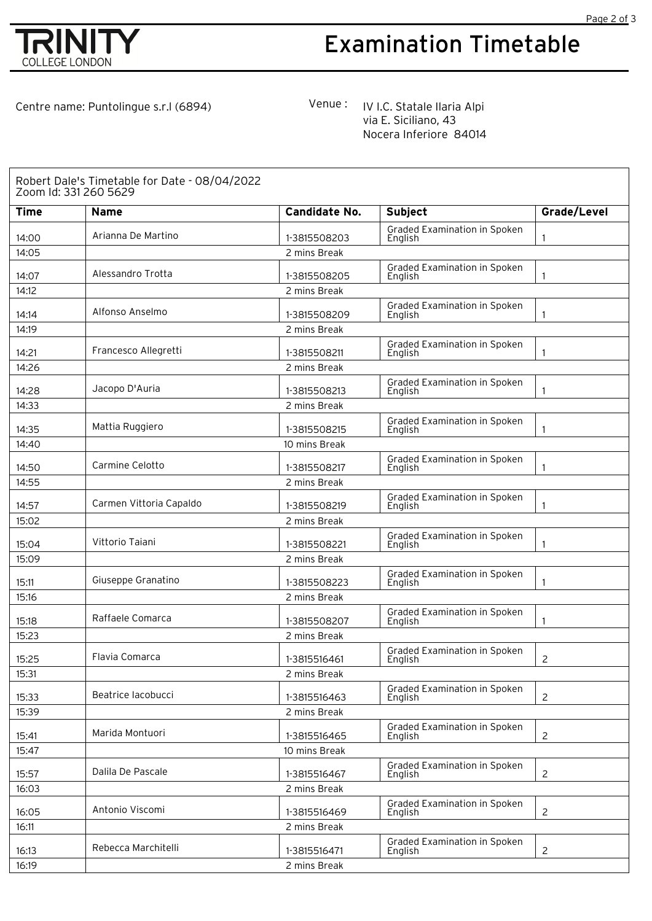TRINITY COLLEGE LONDON

# Examination Timetable

Centre name: Puntolingue s.r.l (6894)

Venue : IV I.C. Statale Ilaria Alpi
via E. Siciliano, 43
Nocera Inferiore 84014

Robert Dale's Timetable for Date - 08/04/2022
Zoom Id: 331 260 5629

| Time | Name | Candidate No. | Subject | Grade/Level |
|---|---|---|---|---|
| 14:00 | Arianna De Martino | 1-3815508203 | Graded Examination in Spoken English | 1 |
| 14:05 | | 2 mins Break | | |
| 14:07 | Alessandro Trotta | 1-3815508205 | Graded Examination in Spoken English | 1 |
| 14:12 | | 2 mins Break | | |
| 14:14 | Alfonso Anselmo | 1-3815508209 | Graded Examination in Spoken English | 1 |
| 14:19 | | 2 mins Break | | |
| 14:21 | Francesco Allegretti | 1-3815508211 | Graded Examination in Spoken English | 1 |
| 14:26 | | 2 mins Break | | |
| 14:28 | Jacopo D'Auria | 1-3815508213 | Graded Examination in Spoken English | 1 |
| 14:33 | | 2 mins Break | | |
| 14:35 | Mattia Ruggiero | 1-3815508215 | Graded Examination in Spoken English | 1 |
| 14:40 | | 10 mins Break | | |
| 14:50 | Carmine Celotto | 1-3815508217 | Graded Examination in Spoken English | 1 |
| 14:55 | | 2 mins Break | | |
| 14:57 | Carmen Vittoria Capaldo | 1-3815508219 | Graded Examination in Spoken English | 1 |
| 15:02 | | 2 mins Break | | |
| 15:04 | Vittorio Taiani | 1-3815508221 | Graded Examination in Spoken English | 1 |
| 15:09 | | 2 mins Break | | |
| 15:11 | Giuseppe Granatino | 1-3815508223 | Graded Examination in Spoken English | 1 |
| 15:16 | | 2 mins Break | | |
| 15:18 | Raffaele Comarca | 1-3815508207 | Graded Examination in Spoken English | 1 |
| 15:23 | | 2 mins Break | | |
| 15:25 | Flavia Comarca | 1-3815516461 | Graded Examination in Spoken English | 2 |
| 15:31 | | 2 mins Break | | |
| 15:33 | Beatrice Iacobucci | 1-3815516463 | Graded Examination in Spoken English | 2 |
| 15:39 | | 2 mins Break | | |
| 15:41 | Marida Montuori | 1-3815516465 | Graded Examination in Spoken English | 2 |
| 15:47 | | 10 mins Break | | |
| 15:57 | Dalila De Pascale | 1-3815516467 | Graded Examination in Spoken English | 2 |
| 16:03 | | 2 mins Break | | |
| 16:05 | Antonio Viscomi | 1-3815516469 | Graded Examination in Spoken English | 2 |
| 16:11 | | 2 mins Break | | |
| 16:13 | Rebecca Marchitelli | 1-3815516471 | Graded Examination in Spoken English | 2 |
| 16:19 | | 2 mins Break | | |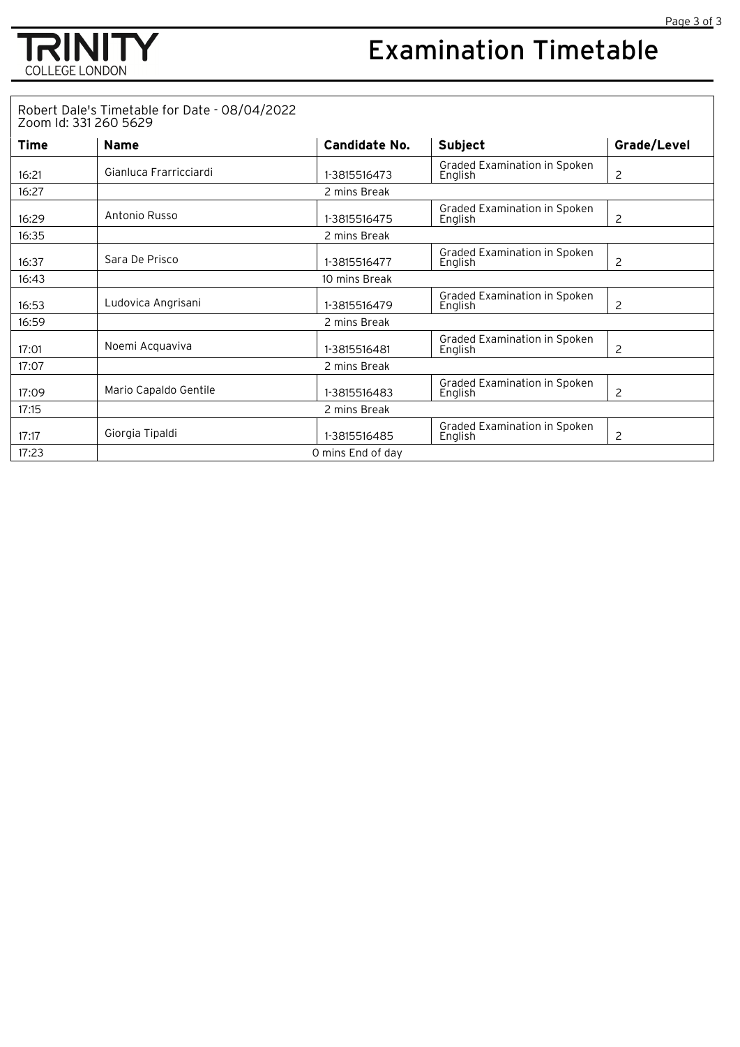# Examination Timetable

Robert Dale's Timetable for Date - 08/04/2022
Zoom Id: 331 260 5629

| Time | Name | Candidate No. | Subject | Grade/Level |
|---|---|---|---|---|
| 16:21 | Gianluca Frarricciardi | 1-3815516473 | Graded Examination in Spoken English | 2 |
| 16:27 | 2 mins Break | | | |
| 16:29 | Antonio Russo | 1-3815516475 | Graded Examination in Spoken English | 2 |
| 16:35 | 2 mins Break | | | |
| 16:37 | Sara De Prisco | 1-3815516477 | Graded Examination in Spoken English | 2 |
| 16:43 | 10 mins Break | | | |
| 16:53 | Ludovica Angrisani | 1-3815516479 | Graded Examination in Spoken English | 2 |
| 16:59 | 2 mins Break | | | |
| 17:01 | Noemi Acquaviva | 1-3815516481 | Graded Examination in Spoken English | 2 |
| 17:07 | 2 mins Break | | | |
| 17:09 | Mario Capaldo Gentile | 1-3815516483 | Graded Examination in Spoken English | 2 |
| 17:15 | 2 mins Break | | | |
| 17:17 | Giorgia Tipaldi | 1-3815516485 | Graded Examination in Spoken English | 2 |
| 17:23 | 0 mins End of day | | | |